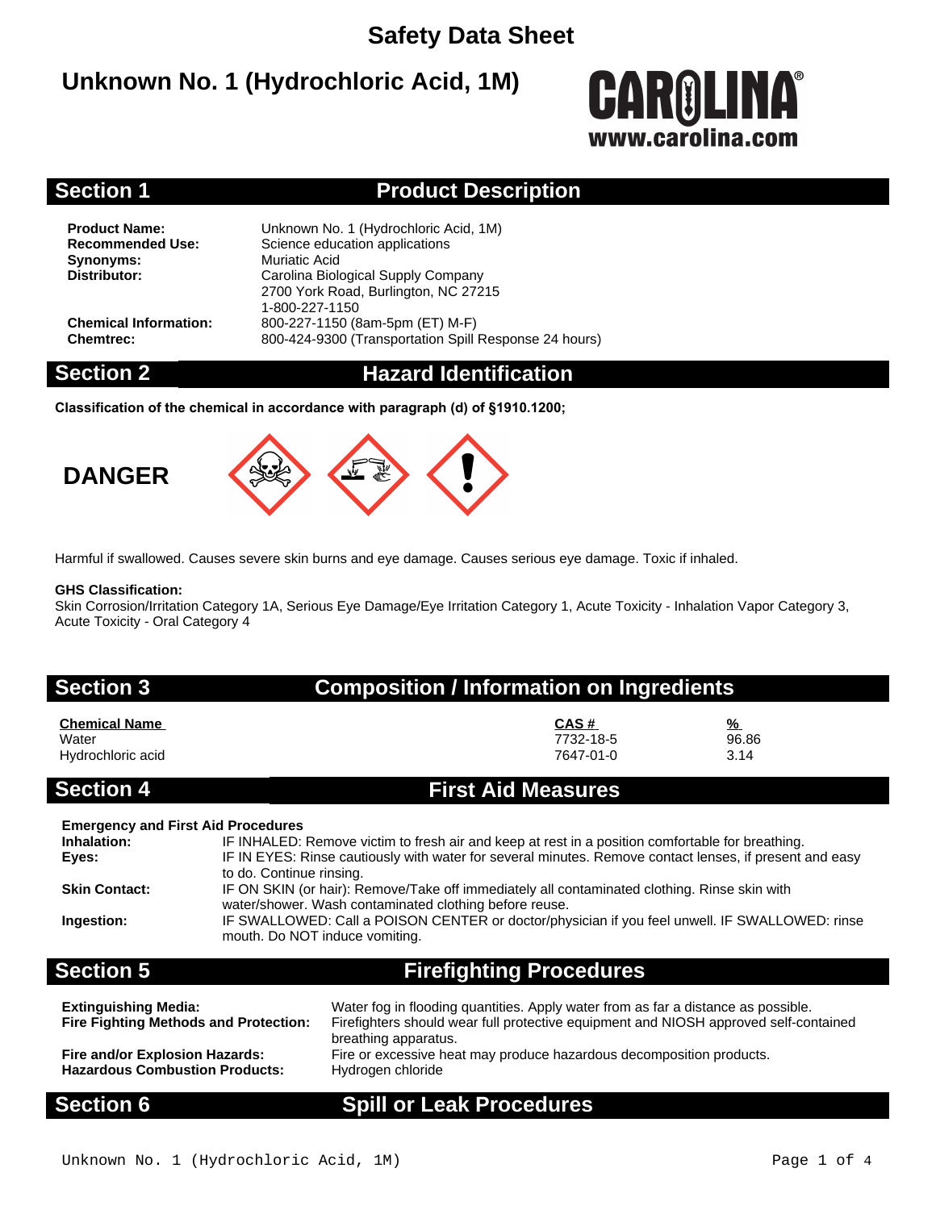# Safety Data Sheet

## Unknown No. 1 (Hydrochloric Acid, 1M)

CAROLINA®
www.carolina.com

## Section 1 Product Description

| | |
|---|---|
| **Product Name:** | Unknown No. 1 (Hydrochloric Acid, 1M) |
| **Recommended Use:** | Science education applications |
| **Synonyms:** | Muriatic Acid |
| **Distributor:** | Carolina Biological Supply Company<br>2700 York Road, Burlington, NC 27215<br>1-800-227-1150 |
| **Chemical Information:** | 800-227-1150 (8am-5pm (ET) M-F) |
| **Chemtrec:** | 800-424-9300 (Transportation Spill Response 24 hours) |

## Section 2 Hazard Identification

**Classification of the chemical in accordance with paragraph (d) of §1910.1200;**

**DANGER**

Harmful if swallowed. Causes severe skin burns and eye damage. Causes serious eye damage. Toxic if inhaled.

**GHS Classification:**
Skin Corrosion/Irritation Category 1A, Serious Eye Damage/Eye Irritation Category 1, Acute Toxicity - Inhalation Vapor Category 3, Acute Toxicity - Oral Category 4

## Section 3 Composition / Information on Ingredients

| Chemical Name | CAS # | % |
|---|---|---|
| Water | 7732-18-5 | 96.86 |
| Hydrochloric acid | 7647-01-0 | 3.14 |

## Section 4 First Aid Measures

**Emergency and First Aid Procedures**

| | |
|---|---|
| **Inhalation:** | IF INHALED: Remove victim to fresh air and keep at rest in a position comfortable for breathing. |
| **Eyes:** | IF IN EYES: Rinse cautiously with water for several minutes. Remove contact lenses, if present and easy to do. Continue rinsing. |
| **Skin Contact:** | IF ON SKIN (or hair): Remove/Take off immediately all contaminated clothing. Rinse skin with water/shower. Wash contaminated clothing before reuse. |
| **Ingestion:** | IF SWALLOWED: Call a POISON CENTER or doctor/physician if you feel unwell. IF SWALLOWED: rinse mouth. Do NOT induce vomiting. |

## Section 5 Firefighting Procedures

| | |
|---|---|
| **Extinguishing Media:** | Water fog in flooding quantities. Apply water from as far a distance as possible. |
| **Fire Fighting Methods and Protection:** | Firefighters should wear full protective equipment and NIOSH approved self-contained breathing apparatus. |
| **Fire and/or Explosion Hazards:** | Fire or excessive heat may produce hazardous decomposition products. |
| **Hazardous Combustion Products:** | Hydrogen chloride |

## Section 6 Spill or Leak Procedures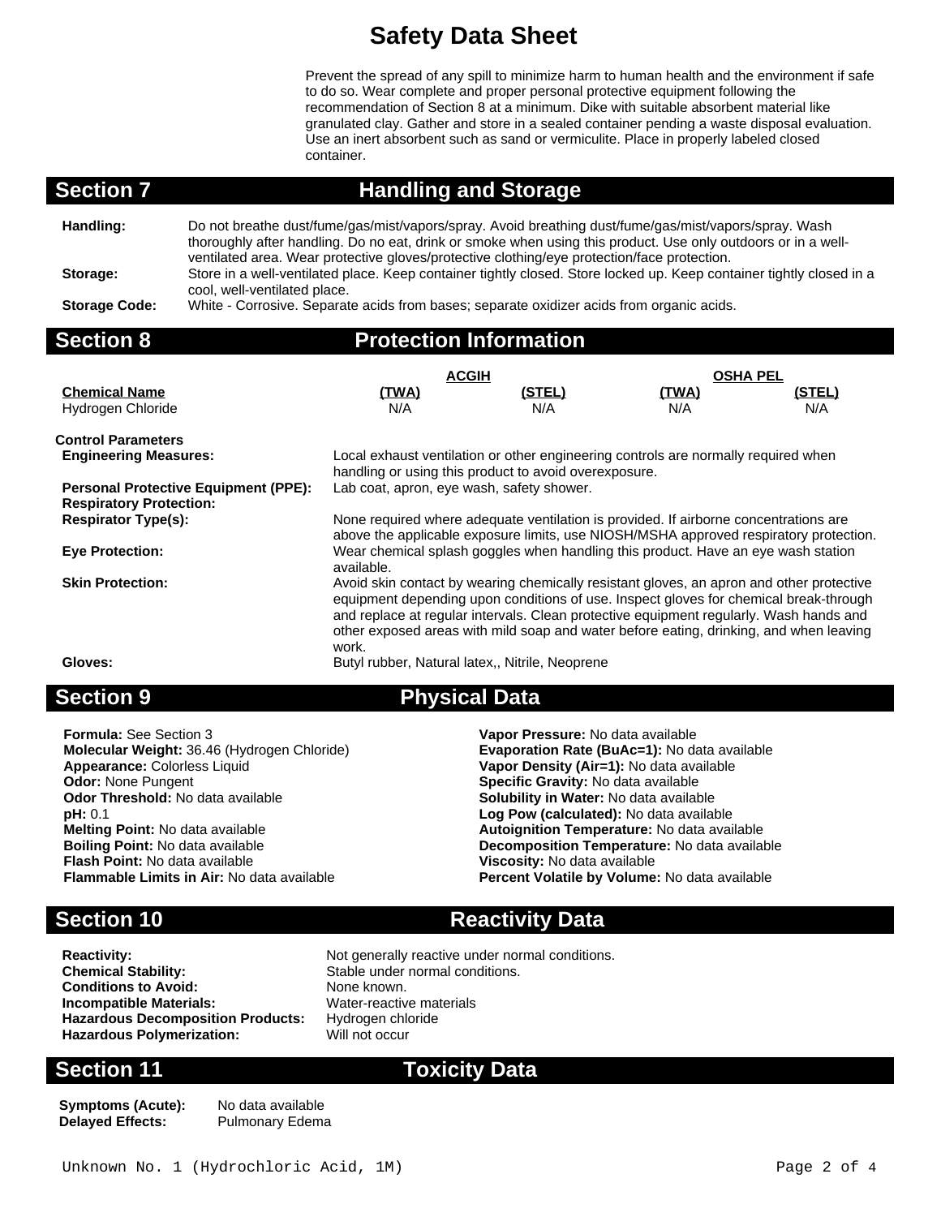# Safety Data Sheet

Prevent the spread of any spill to minimize harm to human health and the environment if safe to do so. Wear complete and proper personal protective equipment following the recommendation of Section 8 at a minimum. Dike with suitable absorbent material like granulated clay. Gather and store in a sealed container pending a waste disposal evaluation. Use an inert absorbent such as sand or vermiculite. Place in properly labeled closed container.

## Section 7 Handling and Storage

**Handling:** Do not breathe dust/fume/gas/mist/vapors/spray. Avoid breathing dust/fume/gas/mist/vapors/spray. Wash thoroughly after handling. Do no eat, drink or smoke when using this product. Use only outdoors or in a well-ventilated area. Wear protective gloves/protective clothing/eye protection/face protection.

**Storage:** Store in a well-ventilated place. Keep container tightly closed. Store locked up. Keep container tightly closed in a cool, well-ventilated place.

**Storage Code:** White - Corrosive. Separate acids from bases; separate oxidizer acids from organic acids.

## Section 8 Protection Information

| | ACGIH | | OSHA PEL | |
|---|---|---|---|---|
| **Chemical Name** | **(TWA)** | **(STEL)** | **(TWA)** | **(STEL)** |
| Hydrogen Chloride | N/A | N/A | N/A | N/A |

**Control Parameters**

**Engineering Measures:** Local exhaust ventilation or other engineering controls are normally required when handling or using this product to avoid overexposure.

**Personal Protective Equipment (PPE):** Lab coat, apron, eye wash, safety shower.

**Respiratory Protection:**

**Respirator Type(s):** None required where adequate ventilation is provided. If airborne concentrations are above the applicable exposure limits, use NIOSH/MSHA approved respiratory protection.

**Eye Protection:** Wear chemical splash goggles when handling this product. Have an eye wash station available.

**Skin Protection:** Avoid skin contact by wearing chemically resistant gloves, an apron and other protective equipment depending upon conditions of use. Inspect gloves for chemical break-through and replace at regular intervals. Clean protective equipment regularly. Wash hands and other exposed areas with mild soap and water before eating, drinking, and when leaving work.

**Gloves:** Butyl rubber, Natural latex,, Nitrile, Neoprene

## Section 9 Physical Data

**Formula:** See Section 3
**Molecular Weight:** 36.46 (Hydrogen Chloride)
**Appearance:** Colorless Liquid
**Odor:** None Pungent
**Odor Threshold:** No data available
**pH:** 0.1
**Melting Point:** No data available
**Boiling Point:** No data available
**Flash Point:** No data available
**Flammable Limits in Air:** No data available

**Vapor Pressure:** No data available
**Evaporation Rate (BuAc=1):** No data available
**Vapor Density (Air=1):** No data available
**Specific Gravity:** No data available
**Solubility in Water:** No data available
**Log Pow (calculated):** No data available
**Autoignition Temperature:** No data available
**Decomposition Temperature:** No data available
**Viscosity:** No data available
**Percent Volatile by Volume:** No data available

## Section 10 Reactivity Data

**Reactivity:** Not generally reactive under normal conditions.
**Chemical Stability:** Stable under normal conditions.
**Conditions to Avoid:** None known.
**Incompatible Materials:** Water-reactive materials
**Hazardous Decomposition Products:** Hydrogen chloride
**Hazardous Polymerization:** Will not occur

## Section 11 Toxicity Data

**Symptoms (Acute):** No data available
**Delayed Effects:** Pulmonary Edema

Unknown No. 1 (Hydrochloric Acid, 1M)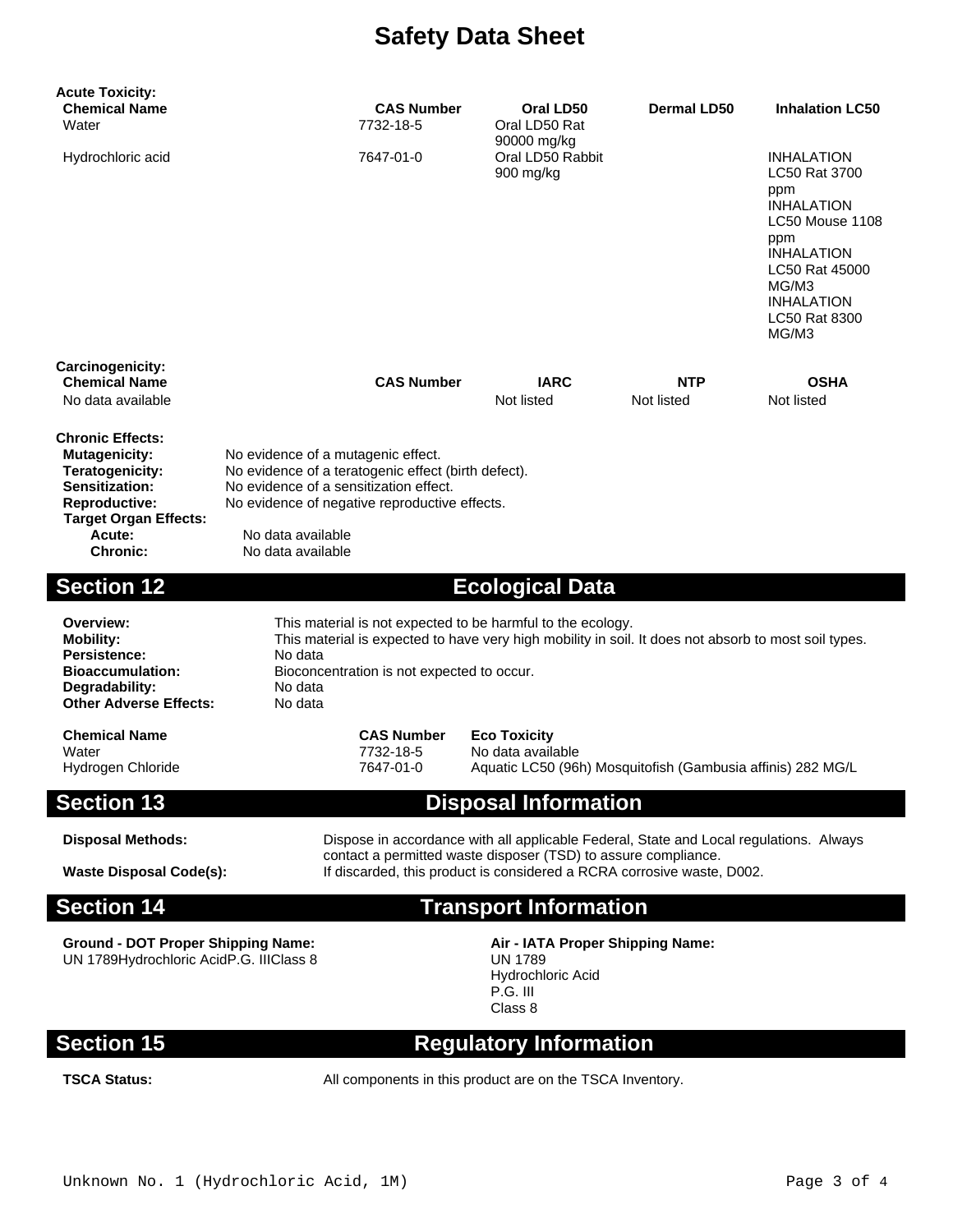# Safety Data Sheet

**Acute Toxicity:**

| Chemical Name | CAS Number | Oral LD50 | Dermal LD50 | Inhalation LC50 |
|---|---|---|---|---|
| Water | 7732-18-5 | Oral LD50 Rat 90000 mg/kg | | |
| Hydrochloric acid | 7647-01-0 | Oral LD50 Rabbit 900 mg/kg | | INHALATION LC50 Rat 3700 ppm INHALATION LC50 Mouse 1108 ppm INHALATION LC50 Rat 45000 MG/M3 INHALATION LC50 Rat 8300 MG/M3 |

**Carcinogenicity:**

| Chemical Name | CAS Number | IARC | NTP | OSHA |
|---|---|---|---|---|
| No data available | | Not listed | Not listed | Not listed |

**Chronic Effects:**

**Mutagenicity:** No evidence of a mutagenic effect.
**Teratogenicity:** No evidence of a teratogenic effect (birth defect).
**Sensitization:** No evidence of a sensitization effect.
**Reproductive:** No evidence of negative reproductive effects.
**Target Organ Effects:**
**Acute:** No data available
**Chronic:** No data available

## Section 12 Ecological Data

**Overview:** This material is not expected to be harmful to the ecology.
**Mobility:** This material is expected to have very high mobility in soil. It does not absorb to most soil types.
**Persistence:** No data
**Bioaccumulation:** Bioconcentration is not expected to occur.
**Degradability:** No data
**Other Adverse Effects:** No data

| Chemical Name | CAS Number | Eco Toxicity |
|---|---|---|
| Water | 7732-18-5 | No data available |
| Hydrogen Chloride | 7647-01-0 | Aquatic LC50 (96h) Mosquitofish (Gambusia affinis) 282 MG/L |

## Section 13 Disposal Information

**Disposal Methods:** Dispose in accordance with all applicable Federal, State and Local regulations. Always contact a permitted waste disposer (TSD) to assure compliance.
**Waste Disposal Code(s):** If discarded, this product is considered a RCRA corrosive waste, D002.

## Section 14 Transport Information

**Ground - DOT Proper Shipping Name:**
UN 1789Hydrochloric AcidP.G. IIIClass 8

**Air - IATA Proper Shipping Name:**
UN 1789
Hydrochloric Acid
P.G. III
Class 8

## Section 15 Regulatory Information

**TSCA Status:** All components in this product are on the TSCA Inventory.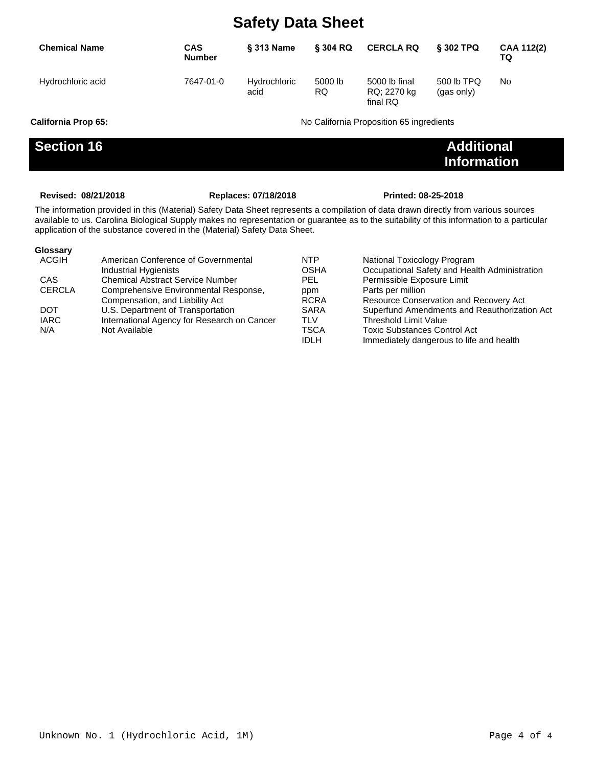# Safety Data Sheet

| Chemical Name | CAS Number | § 313 Name | § 304 RQ | CERCLA RQ | § 302 TPQ | CAA 112(2) TQ |
|---|---|---|---|---|---|---|
| Hydrochloric acid | 7647-01-0 | Hydrochloric acid | 5000 lb RQ | 5000 lb final RQ; 2270 kg final RQ | 500 lb TPQ (gas only) | No |

**California Prop 65:** No California Proposition 65 ingredients

## Section 16 Additional Information

**Revised: 08/21/2018** **Replaces: 07/18/2018** **Printed: 08-25-2018**

The information provided in this (Material) Safety Data Sheet represents a compilation of data drawn directly from various sources available to us. Carolina Biological Supply makes no representation or guarantee as to the suitability of this information to a particular application of the substance covered in the (Material) Safety Data Sheet.

**Glossary**

| | |
|---|---|
| ACGIH | American Conference of Governmental Industrial Hygienists |
| CAS | Chemical Abstract Service Number |
| CERCLA | Comprehensive Environmental Response, Compensation, and Liability Act |
| DOT | U.S. Department of Transportation |
| IARC | International Agency for Research on Cancer |
| N/A | Not Available |
| NTP | National Toxicology Program |
| OSHA | Occupational Safety and Health Administration |
| PEL | Permissible Exposure Limit |
| ppm | Parts per million |
| RCRA | Resource Conservation and Recovery Act |
| SARA | Superfund Amendments and Reauthorization Act |
| TLV | Threshold Limit Value |
| TSCA | Toxic Substances Control Act |
| IDLH | Immediately dangerous to life and health |